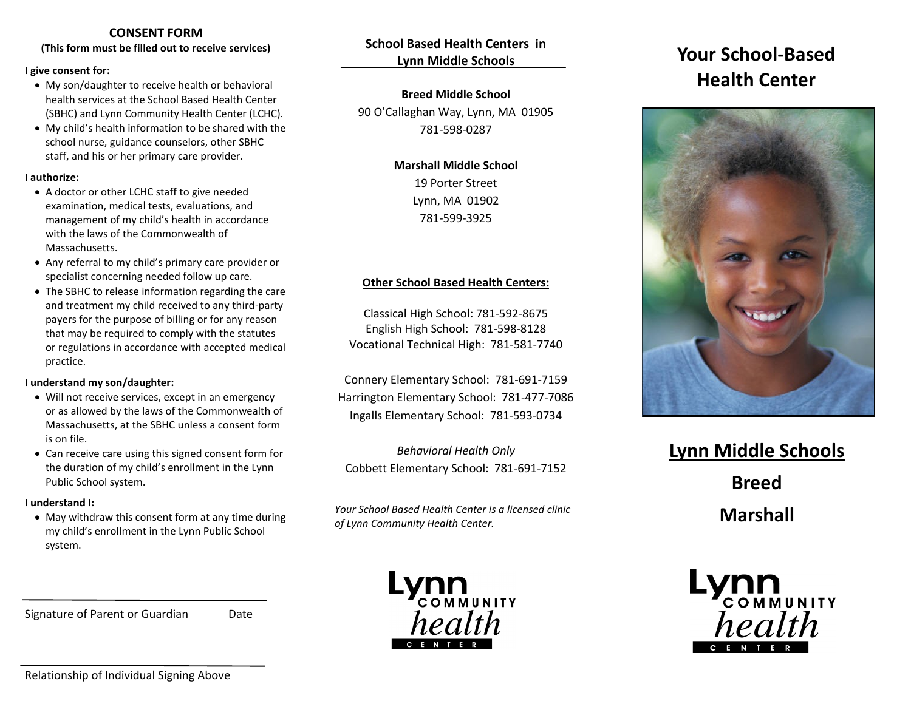## CONSENT FORM

**(This form must be filled out to receive services)**

**I give consent for:**

- My son/daughter to receive health or behavioral health services at the School Based Health Center (SBHC) and Lynn Community Health Center (LCHC).
- My child's health information to be shared with the school nurse, guidance counselors, other SBHC staff, and his or her primary care provider.

**I authorize:**

- A doctor or other LCHC staff to give needed examination, medical tests, evaluations, and management of my child's health in accordance with the laws of the Commonwealth of Massachusetts.
- Any referral to my child's primary care provider or specialist concerning needed follow up care.
- The SBHC to release information regarding the care and treatment my child received to any third-party payers for the purpose of billing or for any reason that may be required to comply with the statutes or regulations in accordance with accepted medical practice.

**I understand my son/daughter:**

- Will not receive services, except in an emergency or as allowed by the laws of the Commonwealth of Massachusetts, at the SBHC unless a consent form is on file.
- Can receive care using this signed consent form for the duration of my child's enrollment in the Lynn Public School system.

**I understand I:**

- May withdraw this consent form at any time during my child's enrollment in the Lynn Public School system.

\_\_\_\_\_\_\_\_\_\_\_\_\_\_\_\_\_\_\_\_\_\_\_\_\_\_\_\_\_\_\_\_\_\_\_\_\_\_\_\_

Signature of Parent or Guardian    Date

\_\_\_\_\_\_\_\_\_\_\_\_\_\_\_\_\_\_\_\_\_\_\_\_\_\_\_\_\_\_\_\_\_\_\_\_\_\_\_\_

Relationship of Individual Signing Above

## School Based Health Centers in Lynn Middle Schools

**Breed Middle School**
90 O'Callaghan Way, Lynn, MA 01905
781-598-0287

**Marshall Middle School**
19 Porter Street
Lynn, MA 01902
781-599-3925

**Other School Based Health Centers:**

Classical High School: 781-592-8675
English High School: 781-598-8128
Vocational Technical High: 781-581-7740

Connery Elementary School: 781-691-7159
Harrington Elementary School: 781-477-7086
Ingalls Elementary School: 781-593-0734

*Behavioral Health Only*
Cobbett Elementary School: 781-691-7152

*Your School Based Health Center is a licensed clinic of Lynn Community Health Center.*

Lynn COMMUNITY health CENTER

# Your School-Based Health Center

## Lynn Middle Schools

**Breed**

**Marshall**

Lynn COMMUNITY health CENTER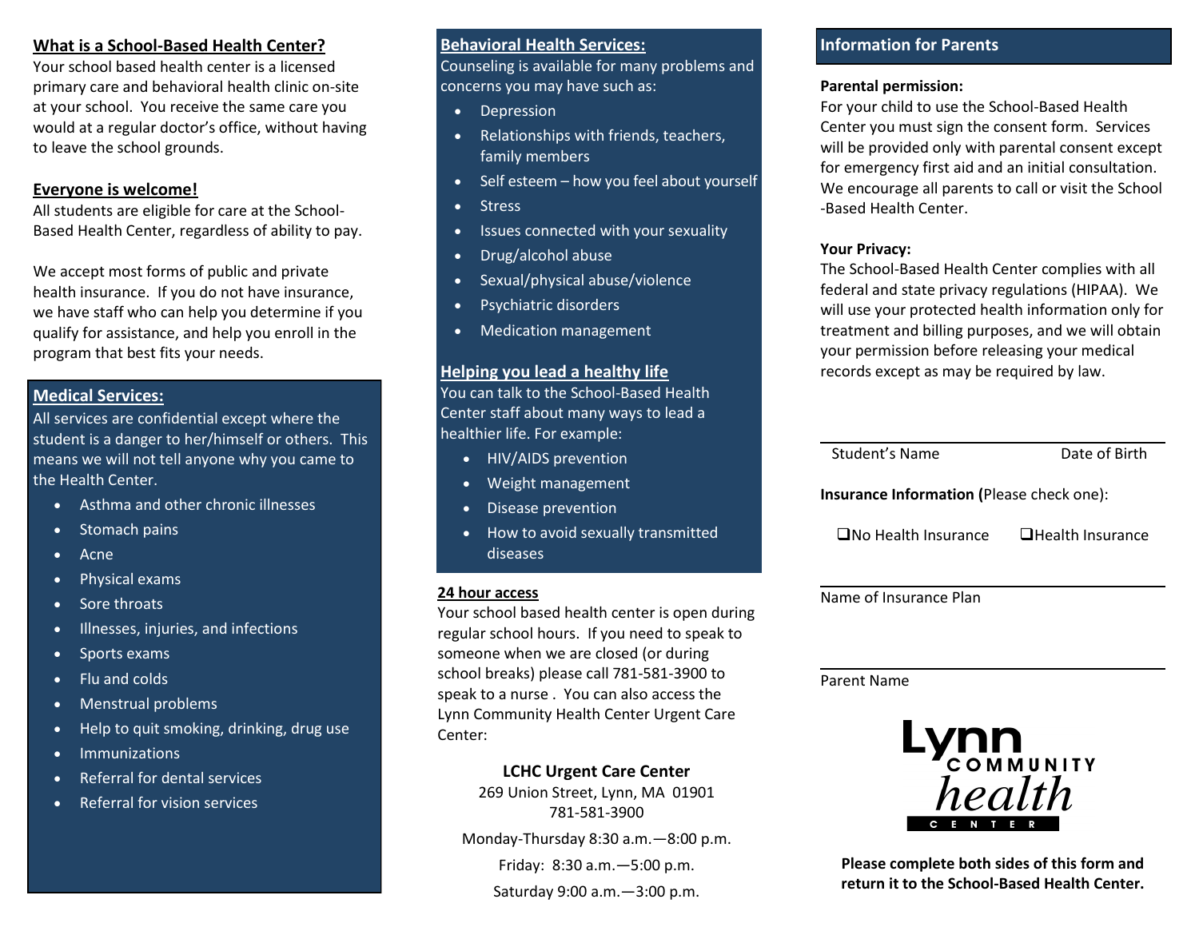## What is a School-Based Health Center?

Your school based health center is a licensed primary care and behavioral health clinic on-site at your school. You receive the same care you would at a regular doctor's office, without having to leave the school grounds.

## Everyone is welcome!

All students are eligible for care at the School-Based Health Center, regardless of ability to pay.

We accept most forms of public and private health insurance. If you do not have insurance, we have staff who can help you determine if you qualify for assistance, and help you enroll in the program that best fits your needs.

## Medical Services:

All services are confidential except where the student is a danger to her/himself or others. This means we will not tell anyone why you came to the Health Center.

- Asthma and other chronic illnesses
- Stomach pains
- Acne
- Physical exams
- Sore throats
- Illnesses, injuries, and infections
- Sports exams
- Flu and colds
- Menstrual problems
- Help to quit smoking, drinking, drug use
- Immunizations
- Referral for dental services
- Referral for vision services

## Behavioral Health Services:

Counseling is available for many problems and concerns you may have such as:

- Depression
- Relationships with friends, teachers, family members
- Self esteem – how you feel about yourself
- Stress
- Issues connected with your sexuality
- Drug/alcohol abuse
- Sexual/physical abuse/violence
- Psychiatric disorders
- Medication management

## Helping you lead a healthy life

You can talk to the School-Based Health Center staff about many ways to lead a healthier life. For example:

- HIV/AIDS prevention
- Weight management
- Disease prevention
- How to avoid sexually transmitted diseases

## 24 hour access

Your school based health center is open during regular school hours. If you need to speak to someone when we are closed (or during school breaks) please call 781-581-3900 to speak to a nurse . You can also access the Lynn Community Health Center Urgent Care Center:

**LCHC Urgent Care Center**
269 Union Street, Lynn, MA 01901
781-581-3900

Monday-Thursday 8:30 a.m.—8:00 p.m.

Friday: 8:30 a.m.—5:00 p.m.

Saturday 9:00 a.m.—3:00 p.m.

## Information for Parents

**Parental permission:**
For your child to use the School-Based Health Center you must sign the consent form. Services will be provided only with parental consent except for emergency first aid and an initial consultation. We encourage all parents to call or visit the School -Based Health Center.

**Your Privacy:**
The School-Based Health Center complies with all federal and state privacy regulations (HIPAA). We will use your protected health information only for treatment and billing purposes, and we will obtain your permission before releasing your medical records except as may be required by law.

Student's Name Date of Birth

**Insurance Information (**Please check one):

❑ No Health Insurance ❑ Health Insurance

Name of Insurance Plan

Parent Name

Lynn COMMUNITY health CENTER

**Please complete both sides of this form and return it to the School-Based Health Center.**